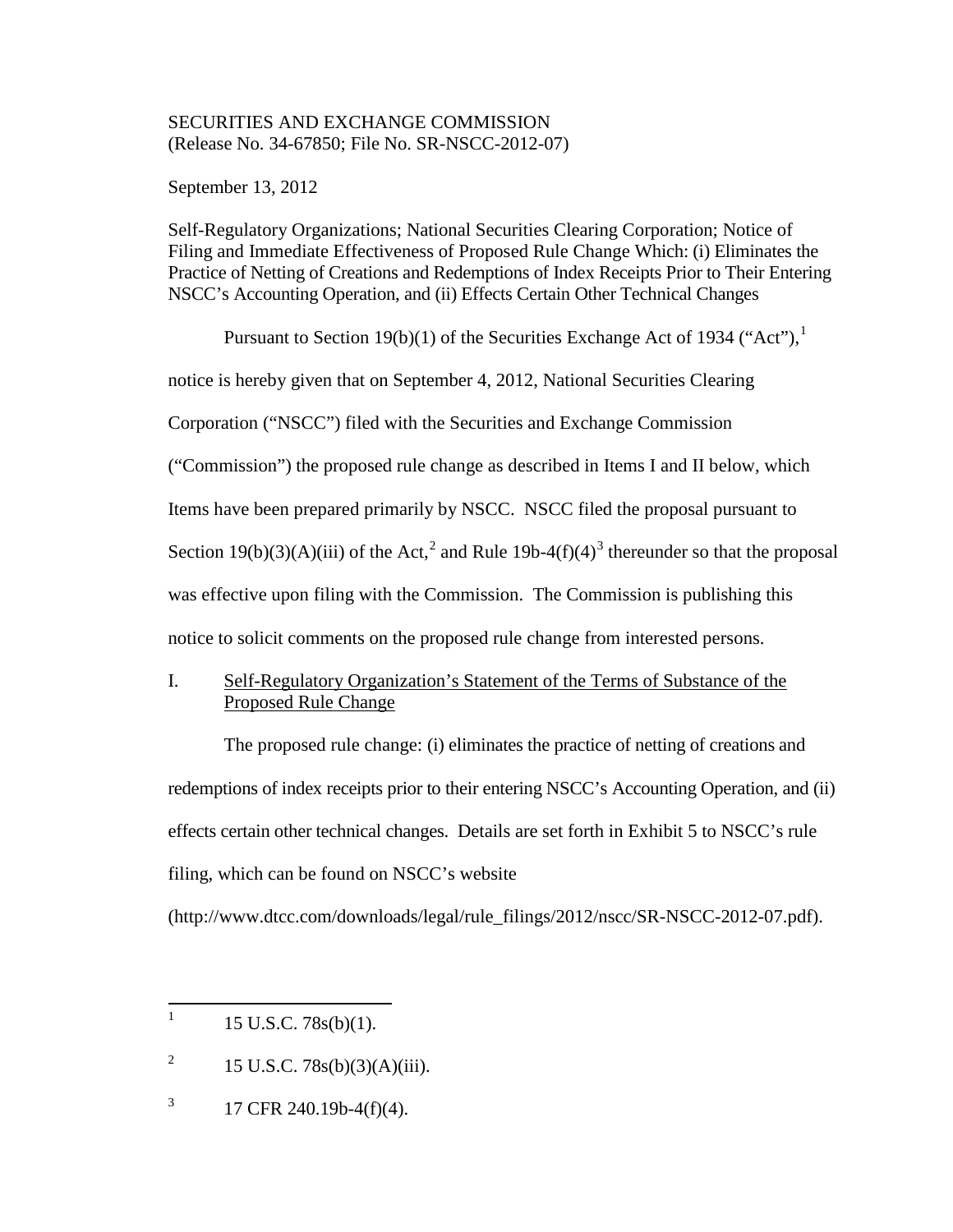SECURITIES AND EXCHANGE COMMISSION
(Release No. 34-67850; File No. SR-NSCC-2012-07)

September 13, 2012

Self-Regulatory Organizations; National Securities Clearing Corporation; Notice of Filing and Immediate Effectiveness of Proposed Rule Change Which: (i) Eliminates the Practice of Netting of Creations and Redemptions of Index Receipts Prior to Their Entering NSCC's Accounting Operation, and (ii) Effects Certain Other Technical Changes

Pursuant to Section 19(b)(1) of the Securities Exchange Act of 1934 ("Act"),[1] notice is hereby given that on September 4, 2012, National Securities Clearing Corporation ("NSCC") filed with the Securities and Exchange Commission ("Commission") the proposed rule change as described in Items I and II below, which Items have been prepared primarily by NSCC. NSCC filed the proposal pursuant to Section 19(b)(3)(A)(iii) of the Act,[2] and Rule 19b-4(f)(4)[3] thereunder so that the proposal was effective upon filing with the Commission. The Commission is publishing this notice to solicit comments on the proposed rule change from interested persons.

I. Self-Regulatory Organization's Statement of the Terms of Substance of the Proposed Rule Change

The proposed rule change: (i) eliminates the practice of netting of creations and redemptions of index receipts prior to their entering NSCC's Accounting Operation, and (ii) effects certain other technical changes. Details are set forth in Exhibit 5 to NSCC's rule filing, which can be found on NSCC's website (http://www.dtcc.com/downloads/legal/rule_filings/2012/nscc/SR-NSCC-2012-07.pdf).

---

[1] 15 U.S.C. 78s(b)(1).

[2] 15 U.S.C. 78s(b)(3)(A)(iii).

[3] 17 CFR 240.19b-4(f)(4).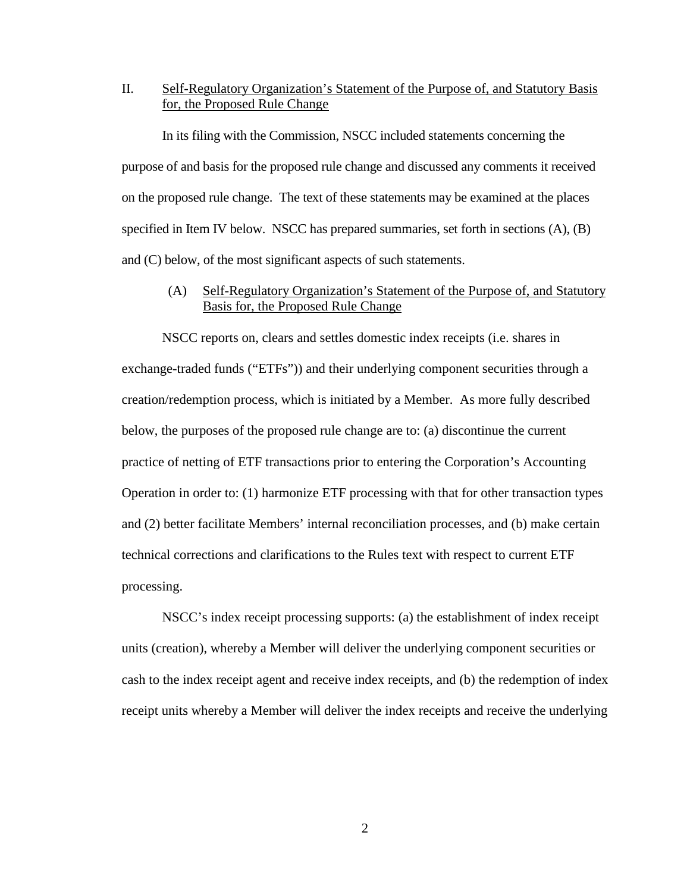II. Self-Regulatory Organization's Statement of the Purpose of, and Statutory Basis for, the Proposed Rule Change

In its filing with the Commission, NSCC included statements concerning the purpose of and basis for the proposed rule change and discussed any comments it received on the proposed rule change. The text of these statements may be examined at the places specified in Item IV below. NSCC has prepared summaries, set forth in sections (A), (B) and (C) below, of the most significant aspects of such statements.

(A) Self-Regulatory Organization's Statement of the Purpose of, and Statutory Basis for, the Proposed Rule Change

NSCC reports on, clears and settles domestic index receipts (i.e. shares in exchange-traded funds ("ETFs")) and their underlying component securities through a creation/redemption process, which is initiated by a Member. As more fully described below, the purposes of the proposed rule change are to: (a) discontinue the current practice of netting of ETF transactions prior to entering the Corporation's Accounting Operation in order to: (1) harmonize ETF processing with that for other transaction types and (2) better facilitate Members' internal reconciliation processes, and (b) make certain technical corrections and clarifications to the Rules text with respect to current ETF processing.

NSCC's index receipt processing supports: (a) the establishment of index receipt units (creation), whereby a Member will deliver the underlying component securities or cash to the index receipt agent and receive index receipts, and (b) the redemption of index receipt units whereby a Member will deliver the index receipts and receive the underlying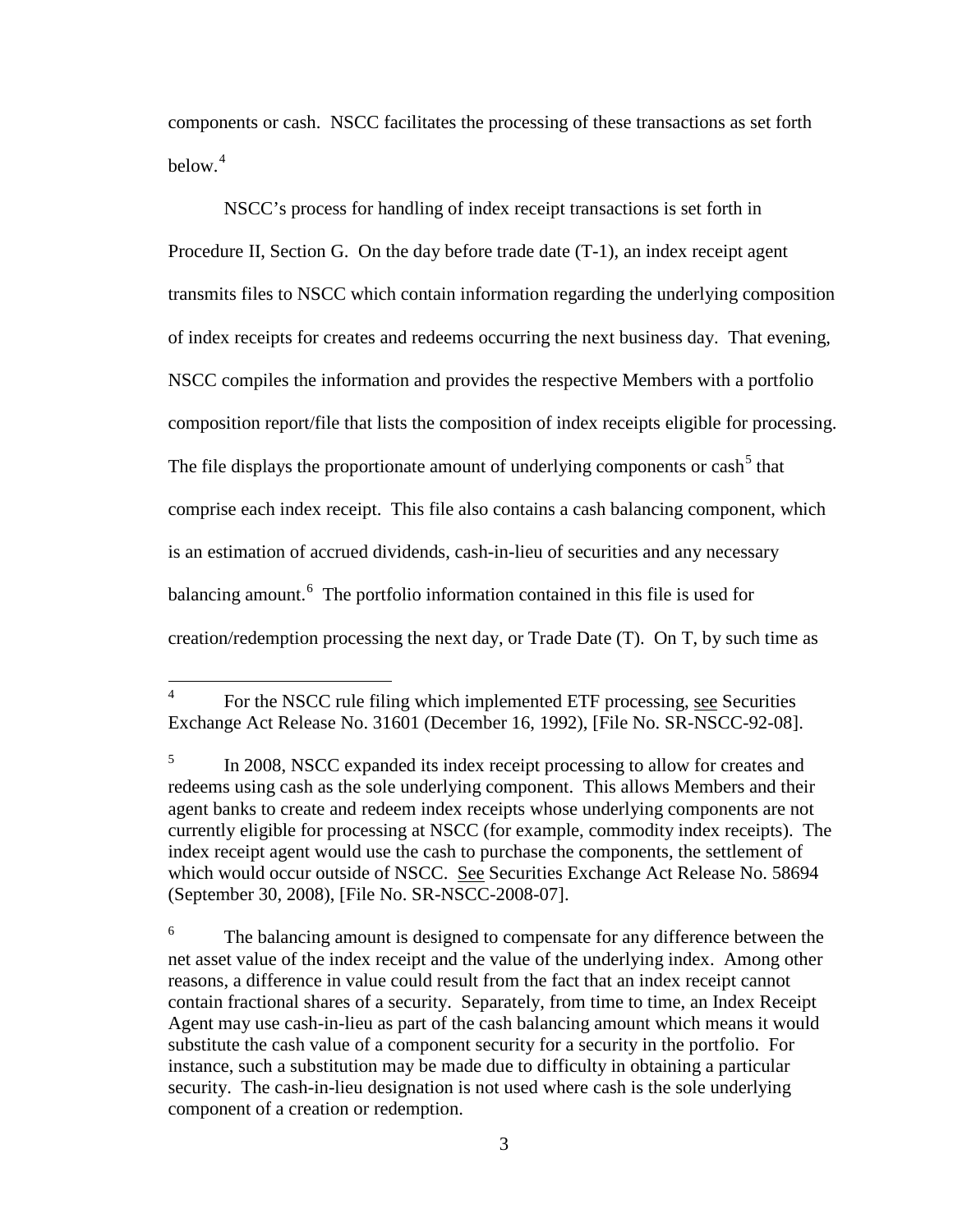components or cash. NSCC facilitates the processing of these transactions as set forth below.[4]

NSCC's process for handling of index receipt transactions is set forth in Procedure II, Section G. On the day before trade date (T-1), an index receipt agent transmits files to NSCC which contain information regarding the underlying composition of index receipts for creates and redeems occurring the next business day. That evening, NSCC compiles the information and provides the respective Members with a portfolio composition report/file that lists the composition of index receipts eligible for processing. The file displays the proportionate amount of underlying components or cash[5] that comprise each index receipt. This file also contains a cash balancing component, which is an estimation of accrued dividends, cash-in-lieu of securities and any necessary balancing amount.[6] The portfolio information contained in this file is used for creation/redemption processing the next day, or Trade Date (T). On T, by such time as

---

[4] For the NSCC rule filing which implemented ETF processing, see Securities Exchange Act Release No. 31601 (December 16, 1992), [File No. SR-NSCC-92-08].

[5] In 2008, NSCC expanded its index receipt processing to allow for creates and redeems using cash as the sole underlying component. This allows Members and their agent banks to create and redeem index receipts whose underlying components are not currently eligible for processing at NSCC (for example, commodity index receipts). The index receipt agent would use the cash to purchase the components, the settlement of which would occur outside of NSCC. See Securities Exchange Act Release No. 58694 (September 30, 2008), [File No. SR-NSCC-2008-07].

[6] The balancing amount is designed to compensate for any difference between the net asset value of the index receipt and the value of the underlying index. Among other reasons, a difference in value could result from the fact that an index receipt cannot contain fractional shares of a security. Separately, from time to time, an Index Receipt Agent may use cash-in-lieu as part of the cash balancing amount which means it would substitute the cash value of a component security for a security in the portfolio. For instance, such a substitution may be made due to difficulty in obtaining a particular security. The cash-in-lieu designation is not used where cash is the sole underlying component of a creation or redemption.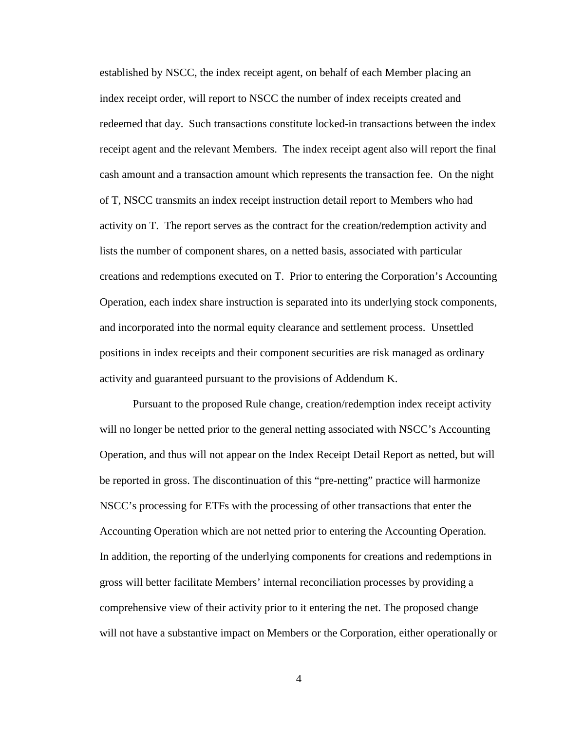established by NSCC, the index receipt agent, on behalf of each Member placing an index receipt order, will report to NSCC the number of index receipts created and redeemed that day. Such transactions constitute locked-in transactions between the index receipt agent and the relevant Members. The index receipt agent also will report the final cash amount and a transaction amount which represents the transaction fee. On the night of T, NSCC transmits an index receipt instruction detail report to Members who had activity on T. The report serves as the contract for the creation/redemption activity and lists the number of component shares, on a netted basis, associated with particular creations and redemptions executed on T. Prior to entering the Corporation's Accounting Operation, each index share instruction is separated into its underlying stock components, and incorporated into the normal equity clearance and settlement process. Unsettled positions in index receipts and their component securities are risk managed as ordinary activity and guaranteed pursuant to the provisions of Addendum K.

Pursuant to the proposed Rule change, creation/redemption index receipt activity will no longer be netted prior to the general netting associated with NSCC's Accounting Operation, and thus will not appear on the Index Receipt Detail Report as netted, but will be reported in gross. The discontinuation of this "pre-netting" practice will harmonize NSCC's processing for ETFs with the processing of other transactions that enter the Accounting Operation which are not netted prior to entering the Accounting Operation. In addition, the reporting of the underlying components for creations and redemptions in gross will better facilitate Members' internal reconciliation processes by providing a comprehensive view of their activity prior to it entering the net. The proposed change will not have a substantive impact on Members or the Corporation, either operationally or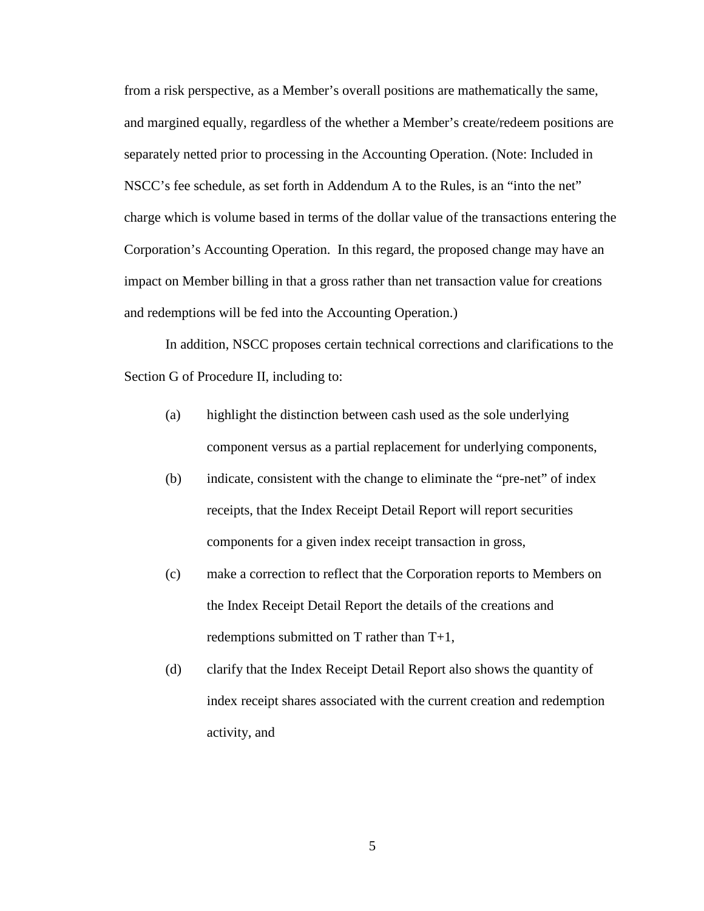from a risk perspective, as a Member's overall positions are mathematically the same, and margined equally, regardless of the whether a Member's create/redeem positions are separately netted prior to processing in the Accounting Operation. (Note: Included in NSCC's fee schedule, as set forth in Addendum A to the Rules, is an "into the net" charge which is volume based in terms of the dollar value of the transactions entering the Corporation's Accounting Operation. In this regard, the proposed change may have an impact on Member billing in that a gross rather than net transaction value for creations and redemptions will be fed into the Accounting Operation.)

In addition, NSCC proposes certain technical corrections and clarifications to the Section G of Procedure II, including to:

(a) highlight the distinction between cash used as the sole underlying component versus as a partial replacement for underlying components,

(b) indicate, consistent with the change to eliminate the "pre-net" of index receipts, that the Index Receipt Detail Report will report securities components for a given index receipt transaction in gross,

(c) make a correction to reflect that the Corporation reports to Members on the Index Receipt Detail Report the details of the creations and redemptions submitted on T rather than T+1,

(d) clarify that the Index Receipt Detail Report also shows the quantity of index receipt shares associated with the current creation and redemption activity, and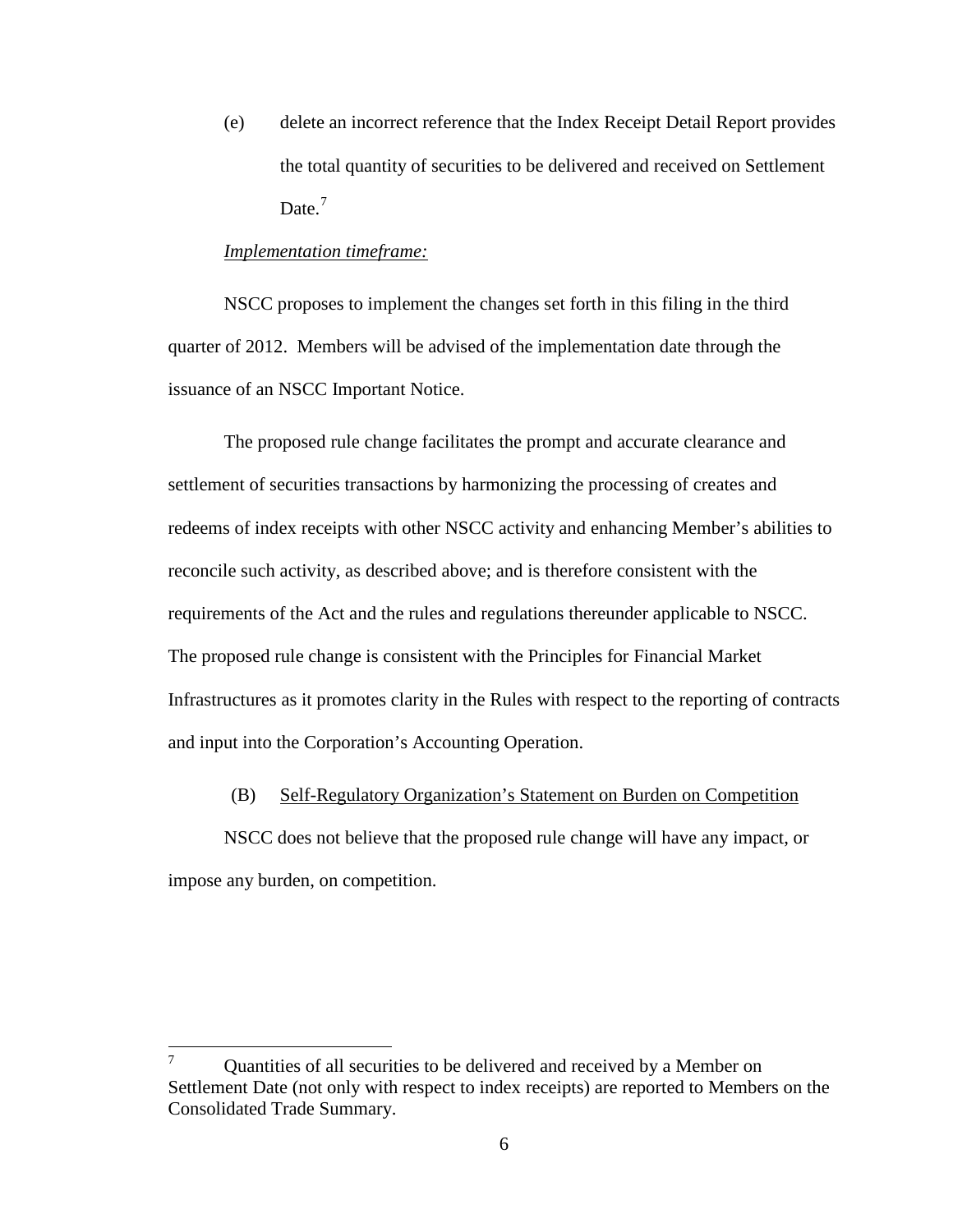(e) delete an incorrect reference that the Index Receipt Detail Report provides the total quantity of securities to be delivered and received on Settlement Date.[7]

*Implementation timeframe:*

NSCC proposes to implement the changes set forth in this filing in the third quarter of 2012. Members will be advised of the implementation date through the issuance of an NSCC Important Notice.

The proposed rule change facilitates the prompt and accurate clearance and settlement of securities transactions by harmonizing the processing of creates and redeems of index receipts with other NSCC activity and enhancing Member's abilities to reconcile such activity, as described above; and is therefore consistent with the requirements of the Act and the rules and regulations thereunder applicable to NSCC. The proposed rule change is consistent with the Principles for Financial Market Infrastructures as it promotes clarity in the Rules with respect to the reporting of contracts and input into the Corporation's Accounting Operation.

(B) Self-Regulatory Organization's Statement on Burden on Competition

NSCC does not believe that the proposed rule change will have any impact, or impose any burden, on competition.

---

[7] Quantities of all securities to be delivered and received by a Member on Settlement Date (not only with respect to index receipts) are reported to Members on the Consolidated Trade Summary.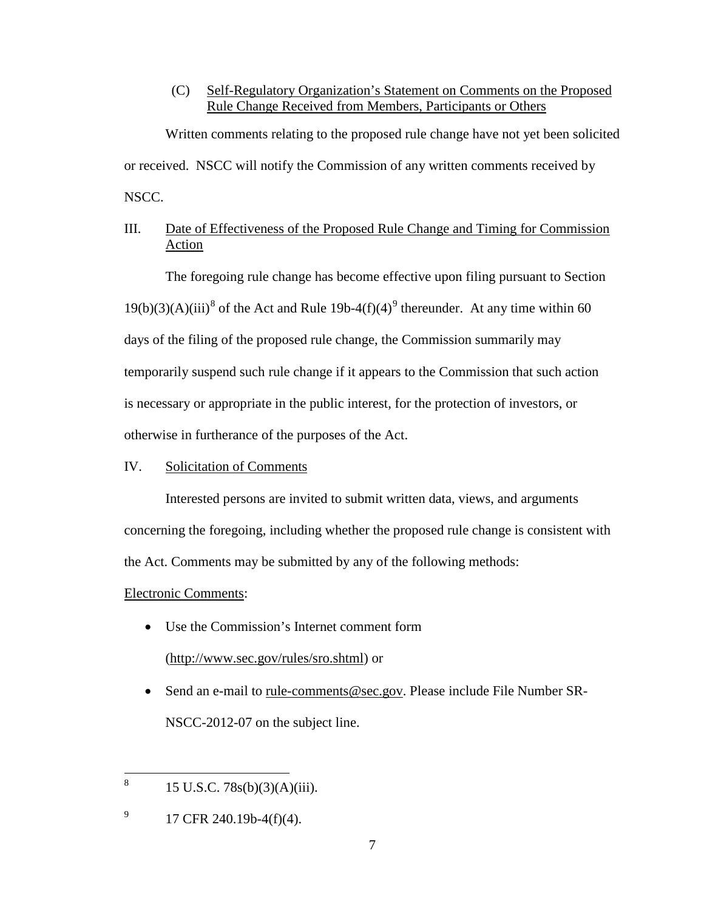### (C) Self-Regulatory Organization's Statement on Comments on the Proposed Rule Change Received from Members, Participants or Others

Written comments relating to the proposed rule change have not yet been solicited or received. NSCC will notify the Commission of any written comments received by NSCC.

## III. Date of Effectiveness of the Proposed Rule Change and Timing for Commission Action

The foregoing rule change has become effective upon filing pursuant to Section 19(b)(3)(A)(iii)[8] of the Act and Rule 19b-4(f)(4)[9] thereunder. At any time within 60 days of the filing of the proposed rule change, the Commission summarily may temporarily suspend such rule change if it appears to the Commission that such action is necessary or appropriate in the public interest, for the protection of investors, or otherwise in furtherance of the purposes of the Act.

## IV. Solicitation of Comments

Interested persons are invited to submit written data, views, and arguments concerning the foregoing, including whether the proposed rule change is consistent with the Act. Comments may be submitted by any of the following methods:

Electronic Comments:

- Use the Commission's Internet comment form (http://www.sec.gov/rules/sro.shtml) or
- Send an e-mail to rule-comments@sec.gov. Please include File Number SR-NSCC-2012-07 on the subject line.

---

[8] 15 U.S.C. 78s(b)(3)(A)(iii).

[9] 17 CFR 240.19b-4(f)(4).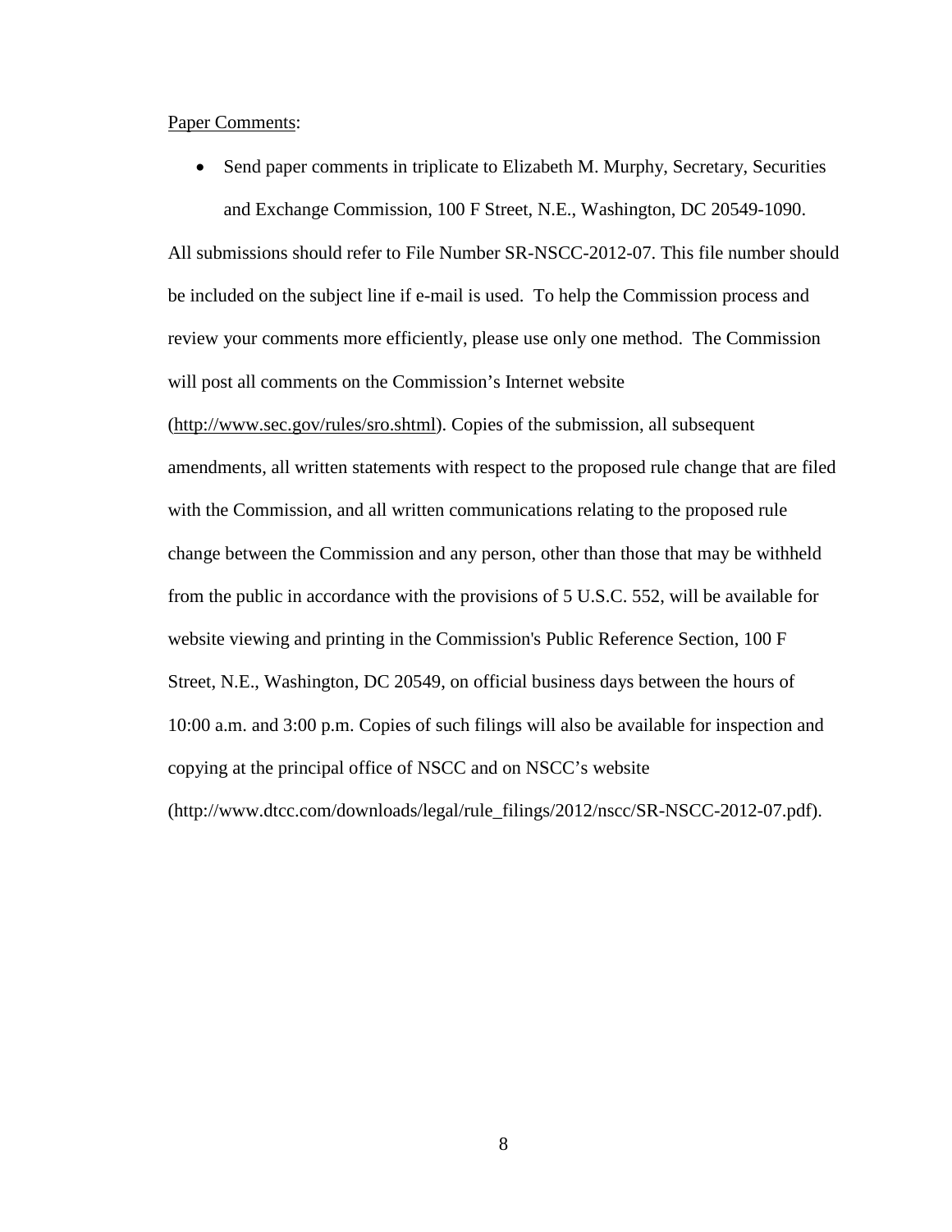Paper Comments:

- Send paper comments in triplicate to Elizabeth M. Murphy, Secretary, Securities and Exchange Commission, 100 F Street, N.E., Washington, DC 20549-1090.

All submissions should refer to File Number SR-NSCC-2012-07. This file number should be included on the subject line if e-mail is used. To help the Commission process and review your comments more efficiently, please use only one method. The Commission will post all comments on the Commission's Internet website (http://www.sec.gov/rules/sro.shtml). Copies of the submission, all subsequent amendments, all written statements with respect to the proposed rule change that are filed with the Commission, and all written communications relating to the proposed rule change between the Commission and any person, other than those that may be withheld from the public in accordance with the provisions of 5 U.S.C. 552, will be available for website viewing and printing in the Commission's Public Reference Section, 100 F Street, N.E., Washington, DC 20549, on official business days between the hours of 10:00 a.m. and 3:00 p.m. Copies of such filings will also be available for inspection and copying at the principal office of NSCC and on NSCC's website (http://www.dtcc.com/downloads/legal/rule_filings/2012/nscc/SR-NSCC-2012-07.pdf).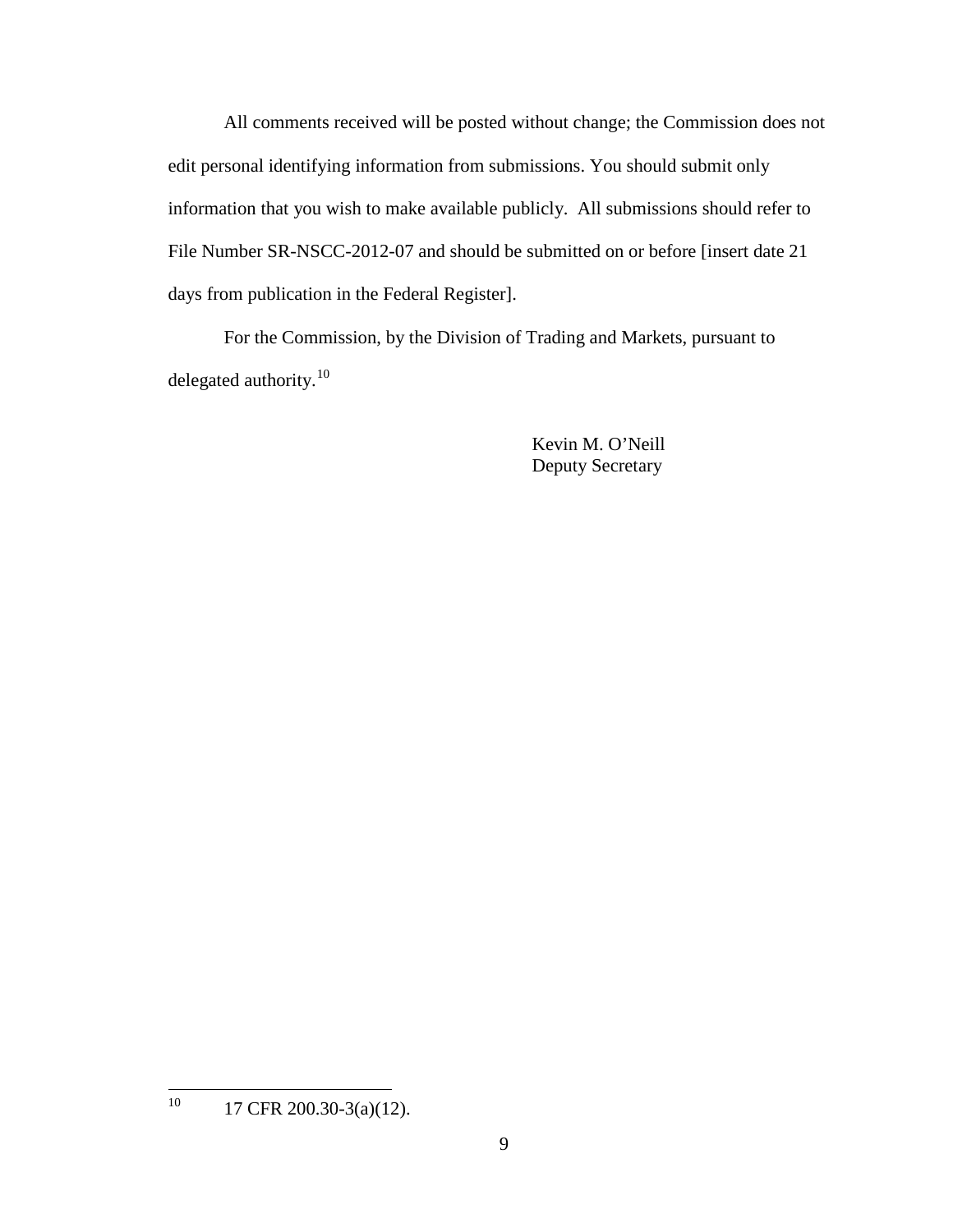All comments received will be posted without change; the Commission does not edit personal identifying information from submissions. You should submit only information that you wish to make available publicly. All submissions should refer to File Number SR-NSCC-2012-07 and should be submitted on or before [insert date 21 days from publication in the Federal Register].

For the Commission, by the Division of Trading and Markets, pursuant to delegated authority.[10]

Kevin M. O'Neill
Deputy Secretary

---

[10] 17 CFR 200.30-3(a)(12).